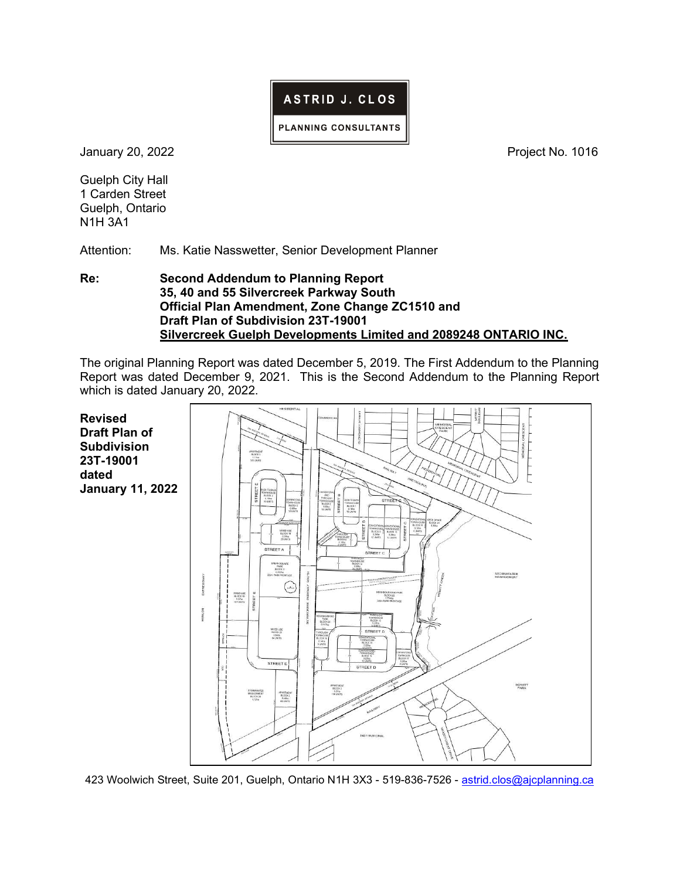ASTRID J. CLOS

PLANNING CONSULTANTS

January 20, 2022 Project No. 1016

Guelph City Hall
1 Carden Street
Guelph, Ontario
N1H 3A1

Attention: Ms. Katie Nasswetter, Senior Development Planner

**Re: Second Addendum to Planning Report**
**35, 40 and 55 Silvercreek Parkway South**
**Official Plan Amendment, Zone Change ZC1510 and**
**Draft Plan of Subdivision 23T-19001**
**<u>Silvercreek Guelph Developments Limited and 2089248 ONTARIO INC.</u>**

The original Planning Report was dated December 5, 2019. The First Addendum to the Planning Report was dated December 9, 2021. This is the Second Addendum to the Planning Report which is dated January 20, 2022.

**Revised Draft Plan of Subdivision 23T-19001 dated January 11, 2022**

423 Woolwich Street, Suite 201, Guelph, Ontario N1H 3X3 - 519-836-7526 - astrid.clos@ajcplanning.ca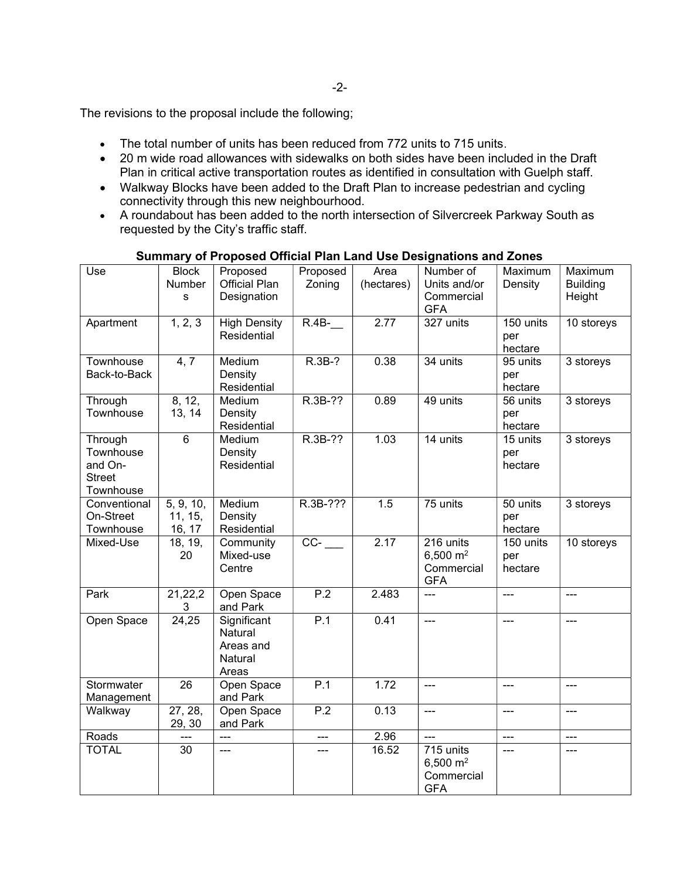The revisions to the proposal include the following;

- The total number of units has been reduced from 772 units to 715 units.
- 20 m wide road allowances with sidewalks on both sides have been included in the Draft Plan in critical active transportation routes as identified in consultation with Guelph staff.
- Walkway Blocks have been added to the Draft Plan to increase pedestrian and cycling connectivity through this new neighbourhood.
- A roundabout has been added to the north intersection of Silvercreek Parkway South as requested by the City's traffic staff.

**Summary of Proposed Official Plan Land Use Designations and Zones**

| Use | Block Numbers | Proposed Official Plan Designation | Proposed Zoning | Area (hectares) | Number of Units and/or Commercial GFA | Maximum Density | Maximum Building Height |
|---|---|---|---|---|---|---|---|
| Apartment | 1, 2, 3 | High Density Residential | R.4B-__ | 2.77 | 327 units | 150 units per hectare | 10 storeys |
| Townhouse Back-to-Back | 4, 7 | Medium Density Residential | R.3B-? | 0.38 | 34 units | 95 units per hectare | 3 storeys |
| Through Townhouse | 8, 12, 13, 14 | Medium Density Residential | R.3B-?? | 0.89 | 49 units | 56 units per hectare | 3 storeys |
| Through Townhouse and On-Street Townhouse | 6 | Medium Density Residential | R.3B-?? | 1.03 | 14 units | 15 units per hectare | 3 storeys |
| Conventional On-Street Townhouse | 5, 9, 10, 11, 15, 16, 17 | Medium Density Residential | R.3B-??? | 1.5 | 75 units | 50 units per hectare | 3 storeys |
| Mixed-Use | 18, 19, 20 | Community Mixed-use Centre | CC- ___ | 2.17 | 216 units 6,500 $m^2$ Commercial GFA | 150 units per hectare | 10 storeys |
| Park | 21,22,23 | Open Space and Park | P.2 | 2.483 | --- | --- | --- |
| Open Space | 24,25 | Significant Natural Areas and Natural Areas | P.1 | 0.41 | --- | --- | --- |
| Stormwater Management | 26 | Open Space and Park | P.1 | 1.72 | --- | --- | --- |
| Walkway | 27, 28, 29, 30 | Open Space and Park | P.2 | 0.13 | --- | --- | --- |
| Roads | --- | --- | --- | 2.96 | --- | --- | --- |
| TOTAL | 30 | --- | --- | 16.52 | 715 units 6,500 $m^2$ Commercial GFA | --- | --- |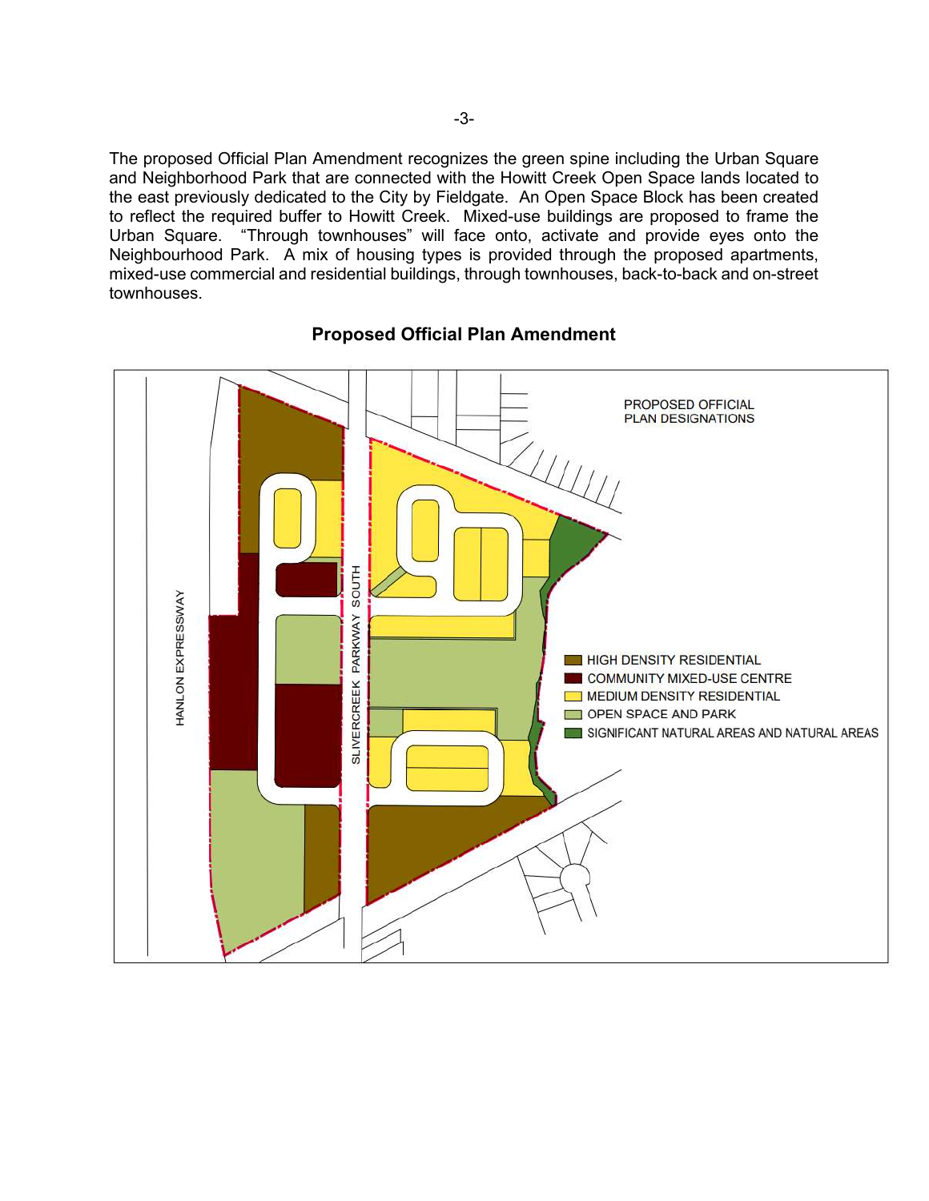The proposed Official Plan Amendment recognizes the green spine including the Urban Square and Neighborhood Park that are connected with the Howitt Creek Open Space lands located to the east previously dedicated to the City by Fieldgate. An Open Space Block has been created to reflect the required buffer to Howitt Creek. Mixed-use buildings are proposed to frame the Urban Square. "Through townhouses" will face onto, activate and provide eyes onto the Neighbourhood Park. A mix of housing types is provided through the proposed apartments, mixed-use commercial and residential buildings, through townhouses, back-to-back and on-street townhouses.

**Proposed Official Plan Amendment**

PROPOSED OFFICIAL PLAN DESIGNATIONS

HANLON EXPRESSWAY

SLIVERCREEK PARKWAY SOUTH

HIGH DENSITY RESIDENTIAL

COMMUNITY MIXED-USE CENTRE

MEDIUM DENSITY RESIDENTIAL

OPEN SPACE AND PARK

SIGNIFICANT NATURAL AREAS AND NATURAL AREAS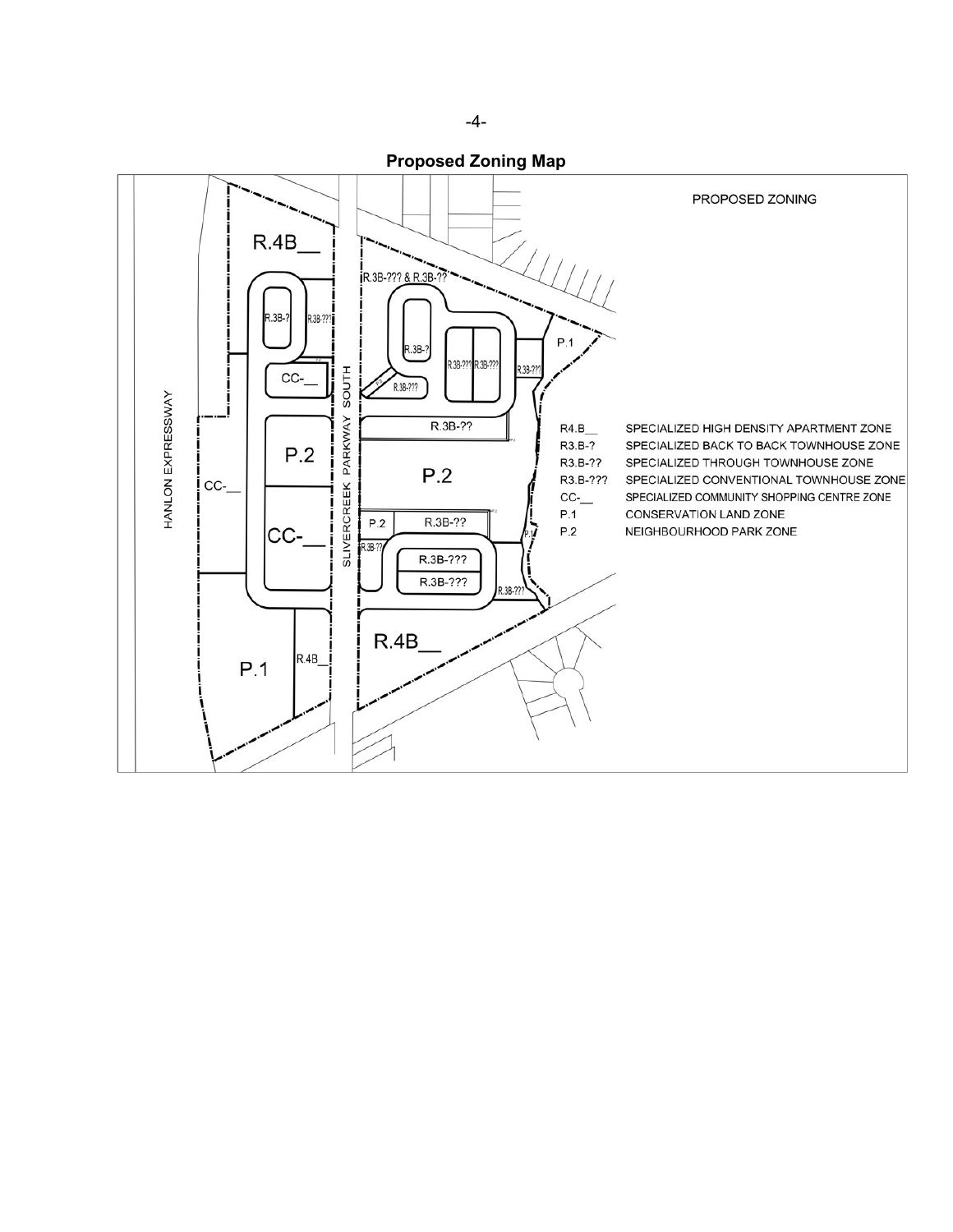## Proposed Zoning Map

PROPOSED ZONING

R.4B__

R.3B-???  & R.3B-??

R.3B-?

R.3B-???

CC-__

HANLON EXPRESSWAY

SLIVERCREEK PARKWAY SOUTH

P.2

CC-__

R.3B-??

P.2

P.1

R.3B-??

R.4B__

P.1

R.4B

R4.B__ SPECIALIZED HIGH DENSITY APARTMENT ZONE
R3.B-? SPECIALIZED BACK TO BACK TOWNHOUSE ZONE
R3.B-?? SPECIALIZED THROUGH TOWNHOUSE ZONE
R3.B-??? SPECIALIZED CONVENTIONAL TOWNHOUSE ZONE
CC-__ SPECIALIZED COMMUNITY SHOPPING CENTRE ZONE
P.1 CONSERVATION LAND ZONE
P.2 NEIGHBOURHOOD PARK ZONE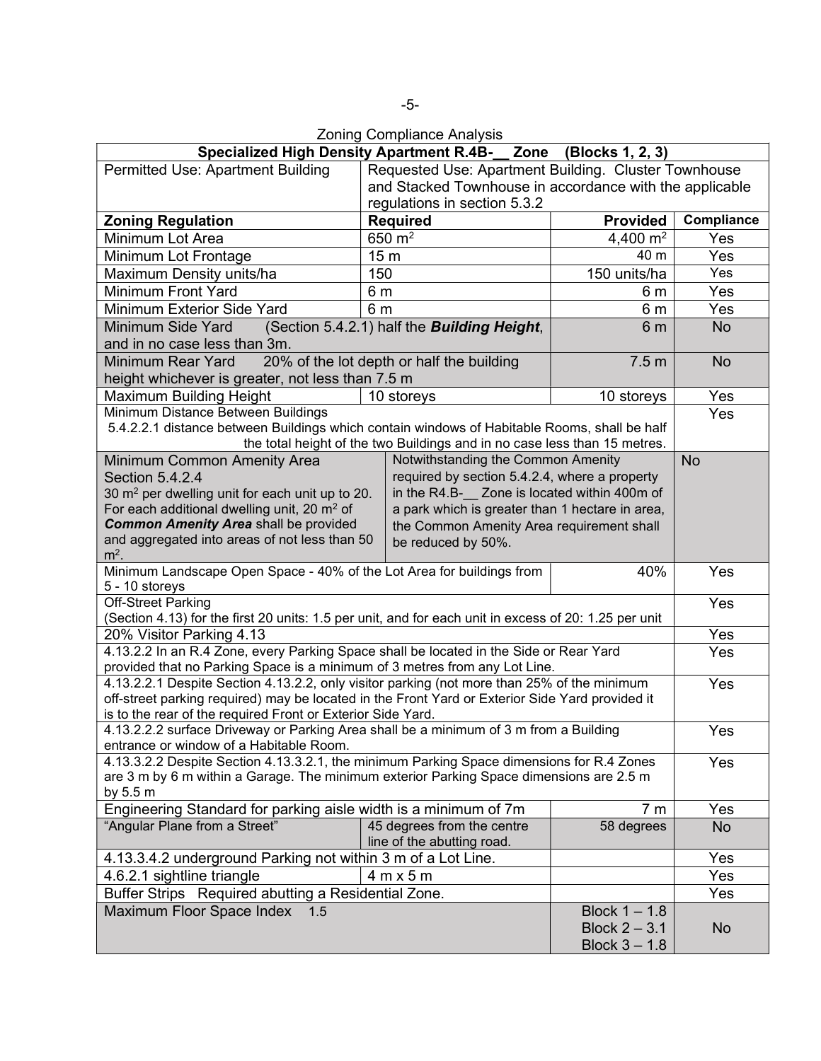Zoning Compliance Analysis

| Specialized High Density Apartment R.4B-__ Zone (Blocks 1, 2, 3) | | | |
|---|---|---|---|
| Permitted Use: Apartment Building | Requested Use: Apartment Building. Cluster Townhouse and Stacked Townhouse in accordance with the applicable regulations in section 5.3.2 | | |
| **Zoning Regulation** | **Required** | **Provided** | **Compliance** |
| Minimum Lot Area | 650 $m^2$ | 4,400 $m^2$ | Yes |
| Minimum Lot Frontage | 15 m | 40 m | Yes |
| Maximum Density units/ha | 150 | 150 units/ha | Yes |
| Minimum Front Yard | 6 m | 6 m | Yes |
| Minimum Exterior Side Yard | 6 m | 6 m | Yes |
| Minimum Side Yard (Section 5.4.2.1) half the ***Building Height***, and in no case less than 3m. | | 6 m | No |
| Minimum Rear Yard 20% of the lot depth or half the building height whichever is greater, not less than 7.5 m | | 7.5 m | No |
| Maximum Building Height | 10 storeys | 10 storeys | Yes |
| Minimum Distance Between Buildings<br>5.4.2.2.1 distance between Buildings which contain windows of Habitable Rooms, shall be half the total height of the two Buildings and in no case less than 15 metres. | | | Yes |
| Minimum Common Amenity Area<br>Section 5.4.2.4<br>30 $m^2$ per dwelling unit for each unit up to 20. For each additional dwelling unit, 20 $m^2$ of ***Common Amenity Area*** shall be provided and aggregated into areas of not less than 50 $m^2$. | Notwithstanding the Common Amenity required by section 5.4.2.4, where a property in the R4.B-__ Zone is located within 400m of a park which is greater than 1 hectare in area, the Common Amenity Area requirement shall be reduced by 50%. | | No |
| Minimum Landscape Open Space - 40% of the Lot Area for buildings from 5 - 10 storeys | | 40% | Yes |
| Off-Street Parking<br>(Section 4.13) for the first 20 units: 1.5 per unit, and for each unit in excess of 20: 1.25 per unit | | | Yes |
| 20% Visitor Parking 4.13 | | | Yes |
| 4.13.2.2 In an R.4 Zone, every Parking Space shall be located in the Side or Rear Yard provided that no Parking Space is a minimum of 3 metres from any Lot Line. | | | Yes |
| 4.13.2.2.1 Despite Section 4.13.2.2, only visitor parking (not more than 25% of the minimum off-street parking required) may be located in the Front Yard or Exterior Side Yard provided it is to the rear of the required Front or Exterior Side Yard. | | | Yes |
| 4.13.2.2.2 surface Driveway or Parking Area shall be a minimum of 3 m from a Building entrance or window of a Habitable Room. | | | Yes |
| 4.13.3.2.2 Despite Section 4.13.3.2.1, the minimum Parking Space dimensions for R.4 Zones are 3 m by 6 m within a Garage. The minimum exterior Parking Space dimensions are 2.5 m by 5.5 m | | | Yes |
| Engineering Standard for parking aisle width is a minimum of 7m | | 7 m | Yes |
| "Angular Plane from a Street" | 45 degrees from the centre line of the abutting road. | 58 degrees | No |
| 4.13.3.4.2 underground Parking not within 3 m of a Lot Line. | | | Yes |
| 4.6.2.1 sightline triangle | 4 m x 5 m | | Yes |
| Buffer Strips Required abutting a Residential Zone. | | | Yes |
| Maximum Floor Space Index 1.5 | | Block 1 – 1.8<br>Block 2 – 3.1<br>Block 3 – 1.8 | No |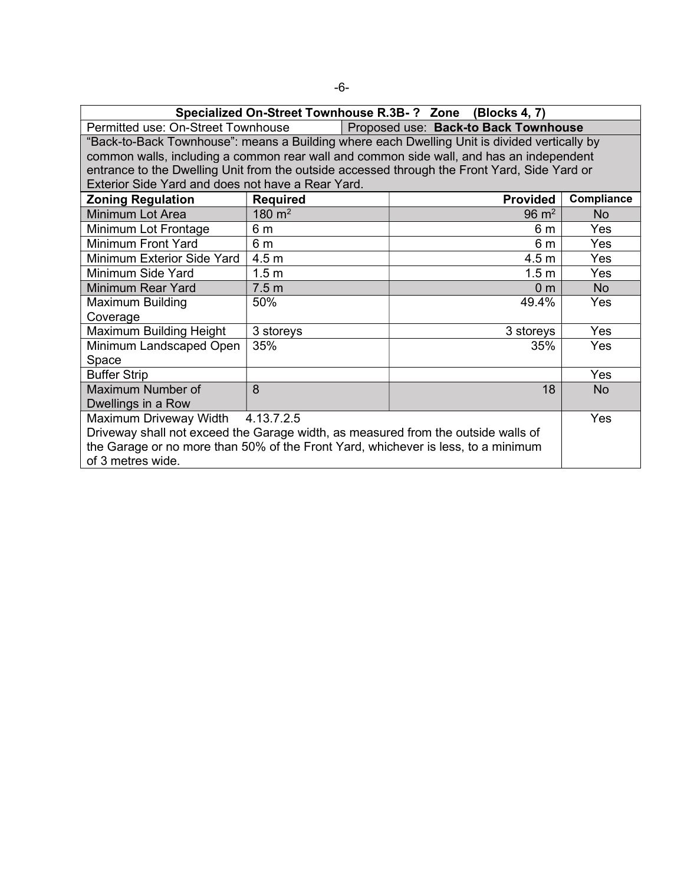| Specialized On-Street Townhouse R.3B- ? Zone (Blocks 4, 7) | | | |
|---|---|---|---|
| Permitted use: On-Street Townhouse | Proposed use: **Back-to Back Townhouse** | | |
| “Back-to-Back Townhouse”: means a Building where each Dwelling Unit is divided vertically by common walls, including a common rear wall and common side wall, and has an independent entrance to the Dwelling Unit from the outside accessed through the Front Yard, Side Yard or Exterior Side Yard and does not have a Rear Yard. | | | |
| **Zoning Regulation** | **Required** | **Provided** | **Compliance** |
| Minimum Lot Area | 180 $m^2$ | 96 $m^2$ | No |
| Minimum Lot Frontage | 6 m | 6 m | Yes |
| Minimum Front Yard | 6 m | 6 m | Yes |
| Minimum Exterior Side Yard | 4.5 m | 4.5 m | Yes |
| Minimum Side Yard | 1.5 m | 1.5 m | Yes |
| Minimum Rear Yard | 7.5 m | 0 m | No |
| Maximum Building Coverage | 50% | 49.4% | Yes |
| Maximum Building Height | 3 storeys | 3 storeys | Yes |
| Minimum Landscaped Open Space | 35% | 35% | Yes |
| Buffer Strip | | | Yes |
| Maximum Number of Dwellings in a Row | 8 | 18 | No |
| Maximum Driveway Width 4.13.7.2.5 Driveway shall not exceed the Garage width, as measured from the outside walls of the Garage or no more than 50% of the Front Yard, whichever is less, to a minimum of 3 metres wide. | | | Yes |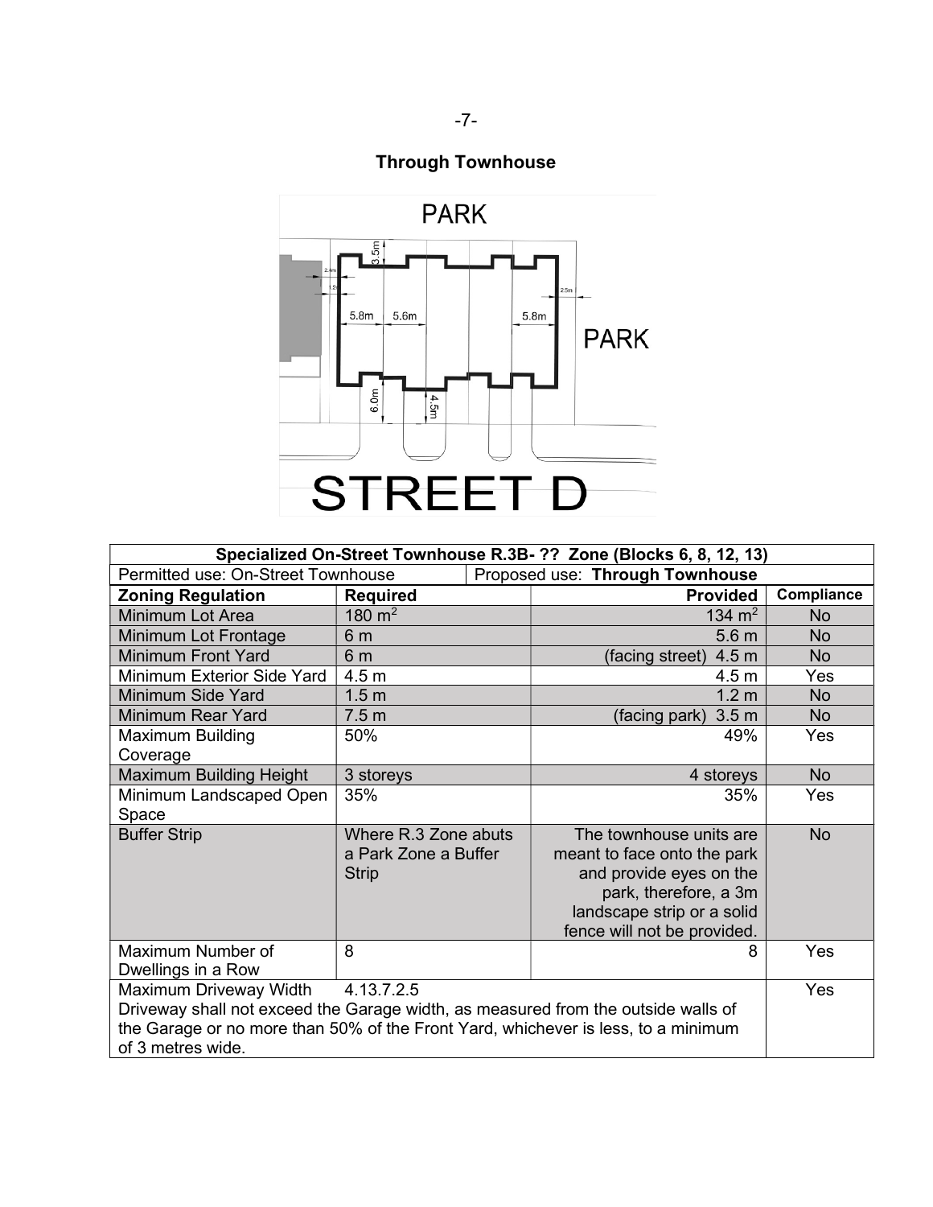## Through Townhouse

PARK

3.5m

2.4m

1.2m

2.5m

5.8m 5.6m 5.8m

PARK

6.0m

4.5m

STREET D

| Specialized On-Street Townhouse R.3B- ?? Zone (Blocks 6, 8, 12, 13) | | | |
|---|---|---|---|
| Permitted use: On-Street Townhouse | | Proposed use: **Through Townhouse** | |
| **Zoning Regulation** | **Required** | **Provided** | **Compliance** |
| Minimum Lot Area | 180 m² | 134 m² | No |
| Minimum Lot Frontage | 6 m | 5.6 m | No |
| Minimum Front Yard | 6 m | (facing street) 4.5 m | No |
| Minimum Exterior Side Yard | 4.5 m | 4.5 m | Yes |
| Minimum Side Yard | 1.5 m | 1.2 m | No |
| Minimum Rear Yard | 7.5 m | (facing park) 3.5 m | No |
| Maximum Building Coverage | 50% | 49% | Yes |
| Maximum Building Height | 3 storeys | 4 storeys | No |
| Minimum Landscaped Open Space | 35% | 35% | Yes |
| Buffer Strip | Where R.3 Zone abuts a Park Zone a Buffer Strip | The townhouse units are meant to face onto the park and provide eyes on the park, therefore, a 3m landscape strip or a solid fence will not be provided. | No |
| Maximum Number of Dwellings in a Row | 8 | 8 | Yes |
| Maximum Driveway Width 4.13.7.2.5<br>Driveway shall not exceed the Garage width, as measured from the outside walls of the Garage or no more than 50% of the Front Yard, whichever is less, to a minimum of 3 metres wide. | | | Yes |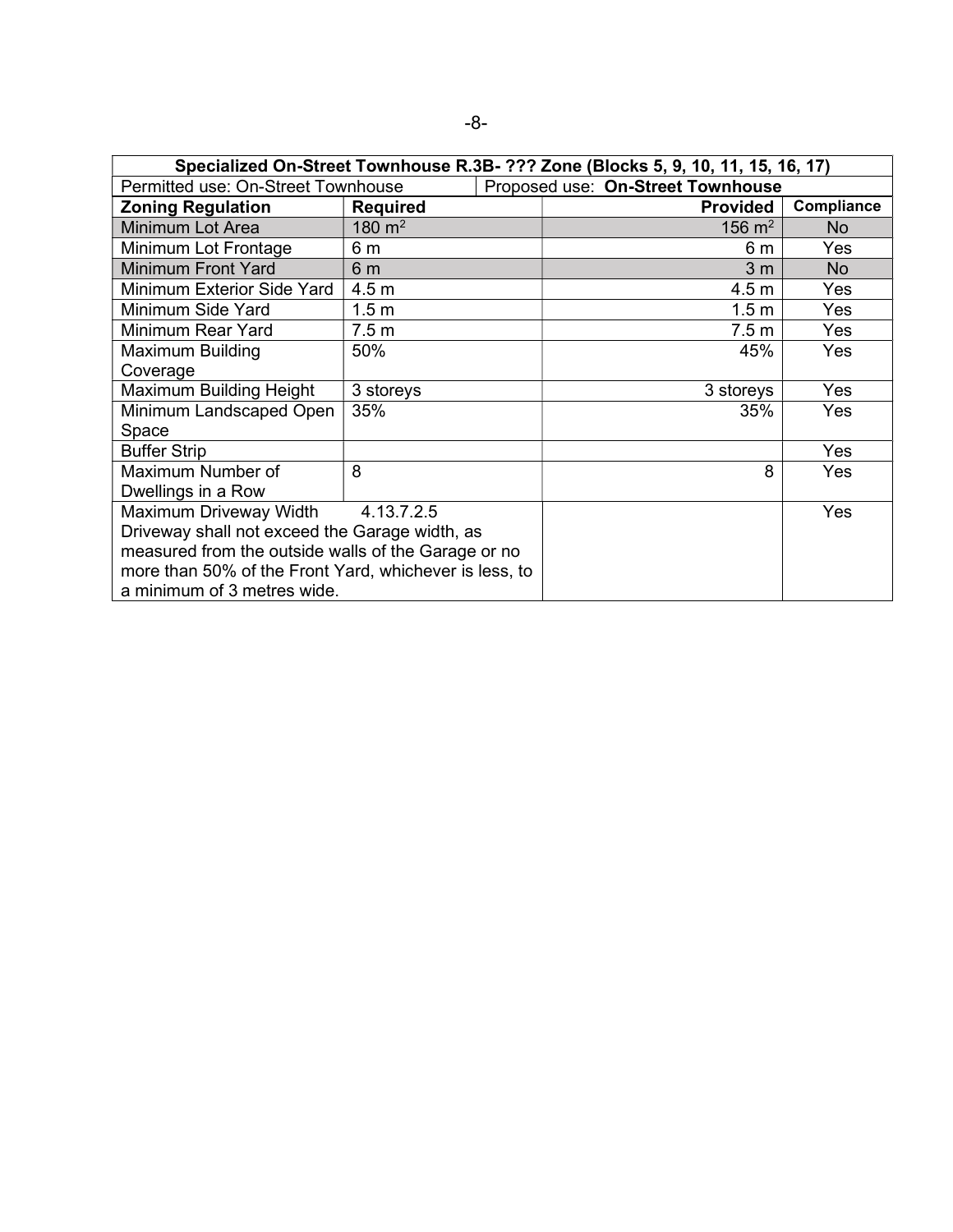| Specialized On-Street Townhouse R.3B- ??? Zone (Blocks 5, 9, 10, 11, 15, 16, 17) | | | |
|---|---|---|---|
| Permitted use: On-Street Townhouse | Proposed use: **On-Street Townhouse** | | |
| **Zoning Regulation** | **Required** | **Provided** | **Compliance** |
| Minimum Lot Area | 180 $m^2$ | 156 $m^2$ | No |
| Minimum Lot Frontage | 6 m | 6 m | Yes |
| Minimum Front Yard | 6 m | 3 m | No |
| Minimum Exterior Side Yard | 4.5 m | 4.5 m | Yes |
| Minimum Side Yard | 1.5 m | 1.5 m | Yes |
| Minimum Rear Yard | 7.5 m | 7.5 m | Yes |
| Maximum Building Coverage | 50% | 45% | Yes |
| Maximum Building Height | 3 storeys | 3 storeys | Yes |
| Minimum Landscaped Open Space | 35% | 35% | Yes |
| Buffer Strip | | | Yes |
| Maximum Number of Dwellings in a Row | 8 | 8 | Yes |
| Maximum Driveway Width 4.13.7.2.5 Driveway shall not exceed the Garage width, as measured from the outside walls of the Garage or no more than 50% of the Front Yard, whichever is less, to a minimum of 3 metres wide. | | | Yes |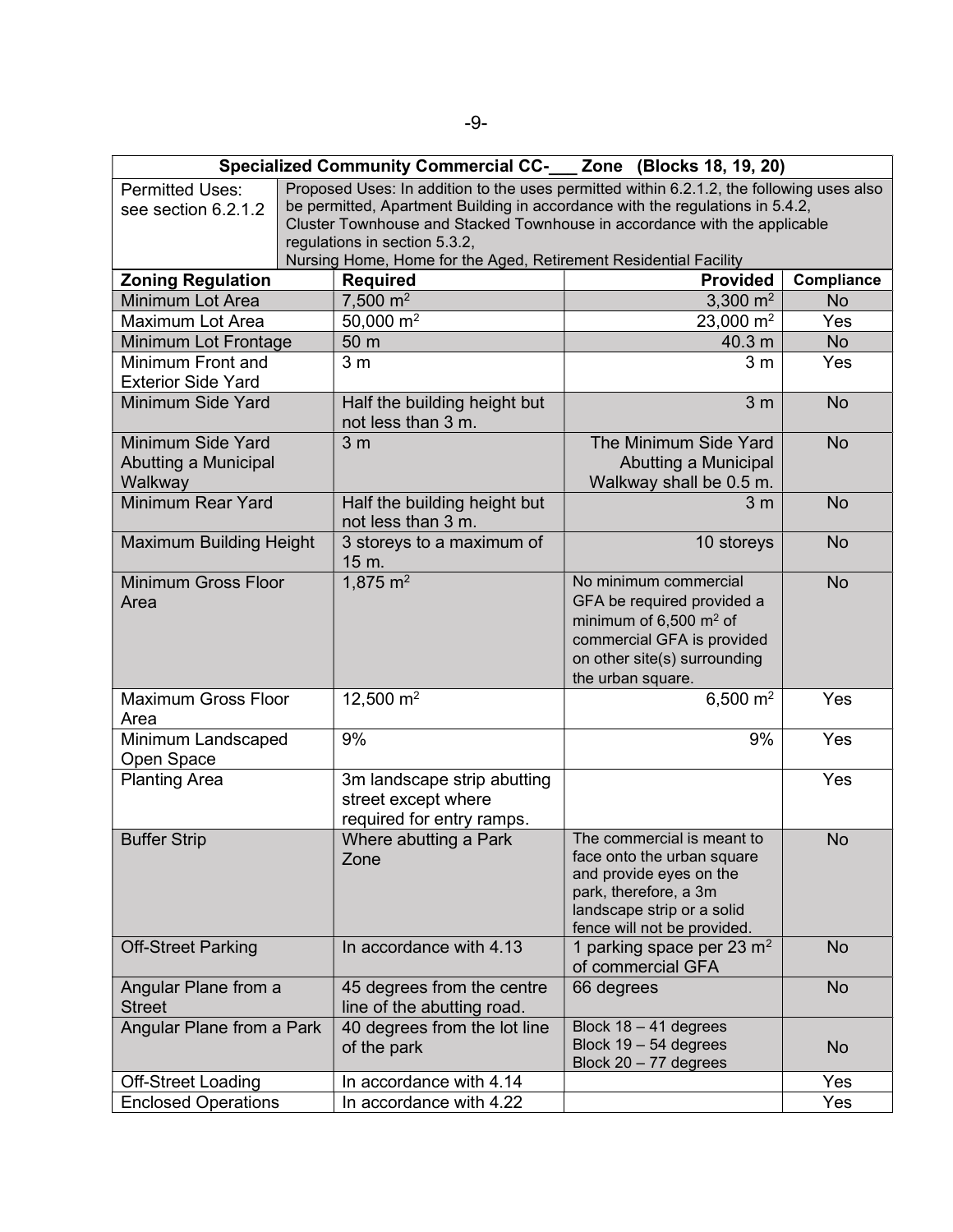| Specialized Community Commercial CC-___ Zone (Blocks 18, 19, 20) | | | |
|---|---|---|---|
| Permitted Uses: see section 6.2.1.2 | Proposed Uses: In addition to the uses permitted within 6.2.1.2, the following uses also be permitted, Apartment Building in accordance with the regulations in 5.4.2, Cluster Townhouse and Stacked Townhouse in accordance with the applicable regulations in section 5.3.2, Nursing Home, Home for the Aged, Retirement Residential Facility | | |
| **Zoning Regulation** | **Required** | **Provided** | **Compliance** |
| Minimum Lot Area | 7,500 $m^2$ | 3,300 $m^2$ | No |
| Maximum Lot Area | 50,000 $m^2$ | 23,000 $m^2$ | Yes |
| Minimum Lot Frontage | 50 m | 40.3 m | No |
| Minimum Front and Exterior Side Yard | 3 m | 3 m | Yes |
| Minimum Side Yard | Half the building height but not less than 3 m. | 3 m | No |
| Minimum Side Yard Abutting a Municipal Walkway | 3 m | The Minimum Side Yard Abutting a Municipal Walkway shall be 0.5 m. | No |
| Minimum Rear Yard | Half the building height but not less than 3 m. | 3 m | No |
| Maximum Building Height | 3 storeys to a maximum of 15 m. | 10 storeys | No |
| Minimum Gross Floor Area | 1,875 $m^2$ | No minimum commercial GFA be required provided a minimum of 6,500 $m^2$ of commercial GFA is provided on other site(s) surrounding the urban square. | No |
| Maximum Gross Floor Area | 12,500 $m^2$ | 6,500 $m^2$ | Yes |
| Minimum Landscaped Open Space | 9% | 9% | Yes |
| Planting Area | 3m landscape strip abutting street except where required for entry ramps. | | Yes |
| Buffer Strip | Where abutting a Park Zone | The commercial is meant to face onto the urban square and provide eyes on the park, therefore, a 3m landscape strip or a solid fence will not be provided. | No |
| Off-Street Parking | In accordance with 4.13 | 1 parking space per 23 $m^2$ of commercial GFA | No |
| Angular Plane from a Street | 45 degrees from the centre line of the abutting road. | 66 degrees | No |
| Angular Plane from a Park | 40 degrees from the lot line of the park | Block 18 – 41 degrees<br>Block 19 – 54 degrees<br>Block 20 – 77 degrees | No |
| Off-Street Loading | In accordance with 4.14 | | Yes |
| Enclosed Operations | In accordance with 4.22 | | Yes |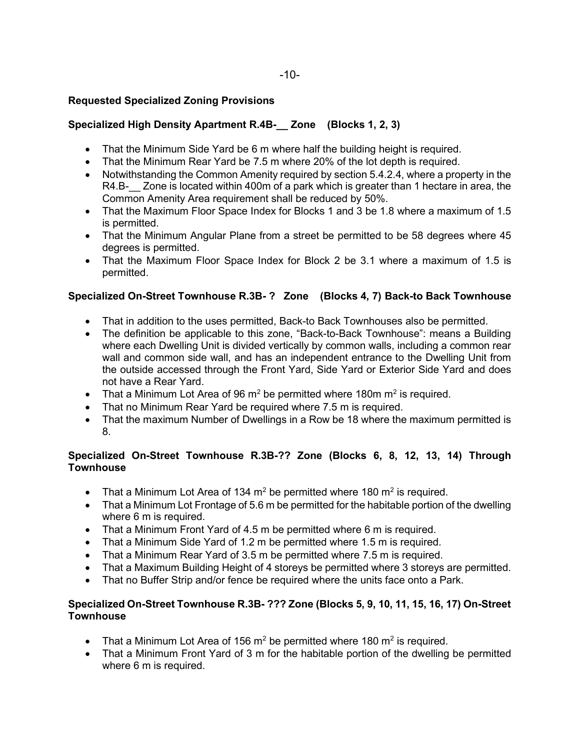**Requested Specialized Zoning Provisions**

**Specialized High Density Apartment R.4B-__ Zone (Blocks 1, 2, 3)**

- That the Minimum Side Yard be 6 m where half the building height is required.
- That the Minimum Rear Yard be 7.5 m where 20% of the lot depth is required.
- Notwithstanding the Common Amenity required by section 5.4.2.4, where a property in the R4.B-__ Zone is located within 400m of a park which is greater than 1 hectare in area, the Common Amenity Area requirement shall be reduced by 50%.
- That the Maximum Floor Space Index for Blocks 1 and 3 be 1.8 where a maximum of 1.5 is permitted.
- That the Minimum Angular Plane from a street be permitted to be 58 degrees where 45 degrees is permitted.
- That the Maximum Floor Space Index for Block 2 be 3.1 where a maximum of 1.5 is permitted.

**Specialized On-Street Townhouse R.3B- ? Zone (Blocks 4, 7) Back-to Back Townhouse**

- That in addition to the uses permitted, Back-to Back Townhouses also be permitted.
- The definition be applicable to this zone, "Back-to-Back Townhouse": means a Building where each Dwelling Unit is divided vertically by common walls, including a common rear wall and common side wall, and has an independent entrance to the Dwelling Unit from the outside accessed through the Front Yard, Side Yard or Exterior Side Yard and does not have a Rear Yard.
- That a Minimum Lot Area of 96 $m^2$ be permitted where 180m $m^2$ is required.
- That no Minimum Rear Yard be required where 7.5 m is required.
- That the maximum Number of Dwellings in a Row be 18 where the maximum permitted is 8.

**Specialized On-Street Townhouse R.3B-?? Zone (Blocks 6, 8, 12, 13, 14) Through Townhouse**

- That a Minimum Lot Area of 134 $m^2$ be permitted where 180 $m^2$ is required.
- That a Minimum Lot Frontage of 5.6 m be permitted for the habitable portion of the dwelling where 6 m is required.
- That a Minimum Front Yard of 4.5 m be permitted where 6 m is required.
- That a Minimum Side Yard of 1.2 m be permitted where 1.5 m is required.
- That a Minimum Rear Yard of 3.5 m be permitted where 7.5 m is required.
- That a Maximum Building Height of 4 storeys be permitted where 3 storeys are permitted.
- That no Buffer Strip and/or fence be required where the units face onto a Park.

**Specialized On-Street Townhouse R.3B- ??? Zone (Blocks 5, 9, 10, 11, 15, 16, 17) On-Street Townhouse**

- That a Minimum Lot Area of 156 $m^2$ be permitted where 180 $m^2$ is required.
- That a Minimum Front Yard of 3 m for the habitable portion of the dwelling be permitted where 6 m is required.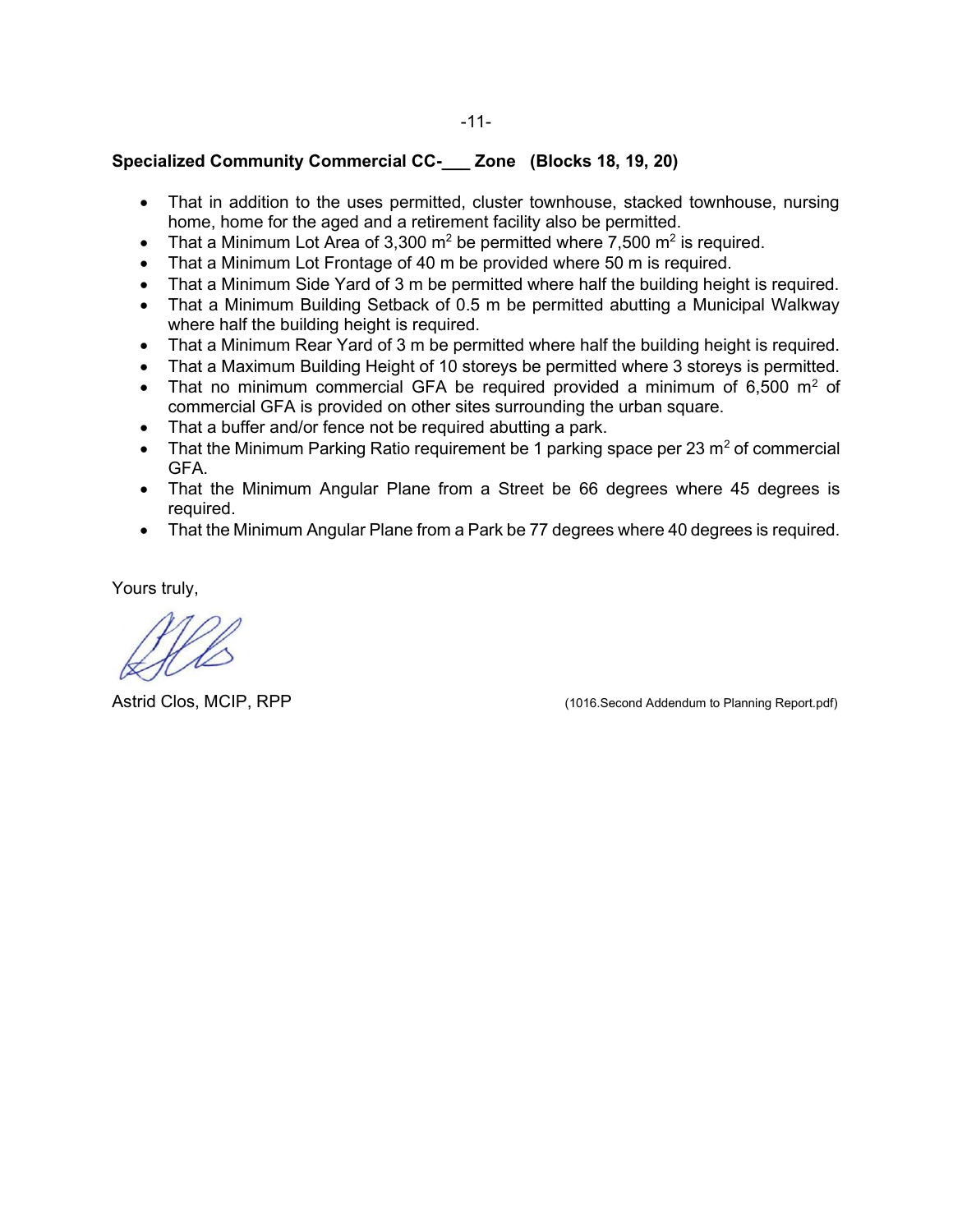**Specialized Community Commercial CC-___ Zone (Blocks 18, 19, 20)**

- That in addition to the uses permitted, cluster townhouse, stacked townhouse, nursing home, home for the aged and a retirement facility also be permitted.
- That a Minimum Lot Area of 3,300 $m^2$ be permitted where 7,500 $m^2$ is required.
- That a Minimum Lot Frontage of 40 m be provided where 50 m is required.
- That a Minimum Side Yard of 3 m be permitted where half the building height is required.
- That a Minimum Building Setback of 0.5 m be permitted abutting a Municipal Walkway where half the building height is required.
- That a Minimum Rear Yard of 3 m be permitted where half the building height is required.
- That a Maximum Building Height of 10 storeys be permitted where 3 storeys is permitted.
- That no minimum commercial GFA be required provided a minimum of 6,500 $m^2$ of commercial GFA is provided on other sites surrounding the urban square.
- That a buffer and/or fence not be required abutting a park.
- That the Minimum Parking Ratio requirement be 1 parking space per 23 $m^2$ of commercial GFA.
- That the Minimum Angular Plane from a Street be 66 degrees where 45 degrees is required.
- That the Minimum Angular Plane from a Park be 77 degrees where 40 degrees is required.

Yours truly,

Astrid Clos, MCIP, RPP

(1016.Second Addendum to Planning Report.pdf)